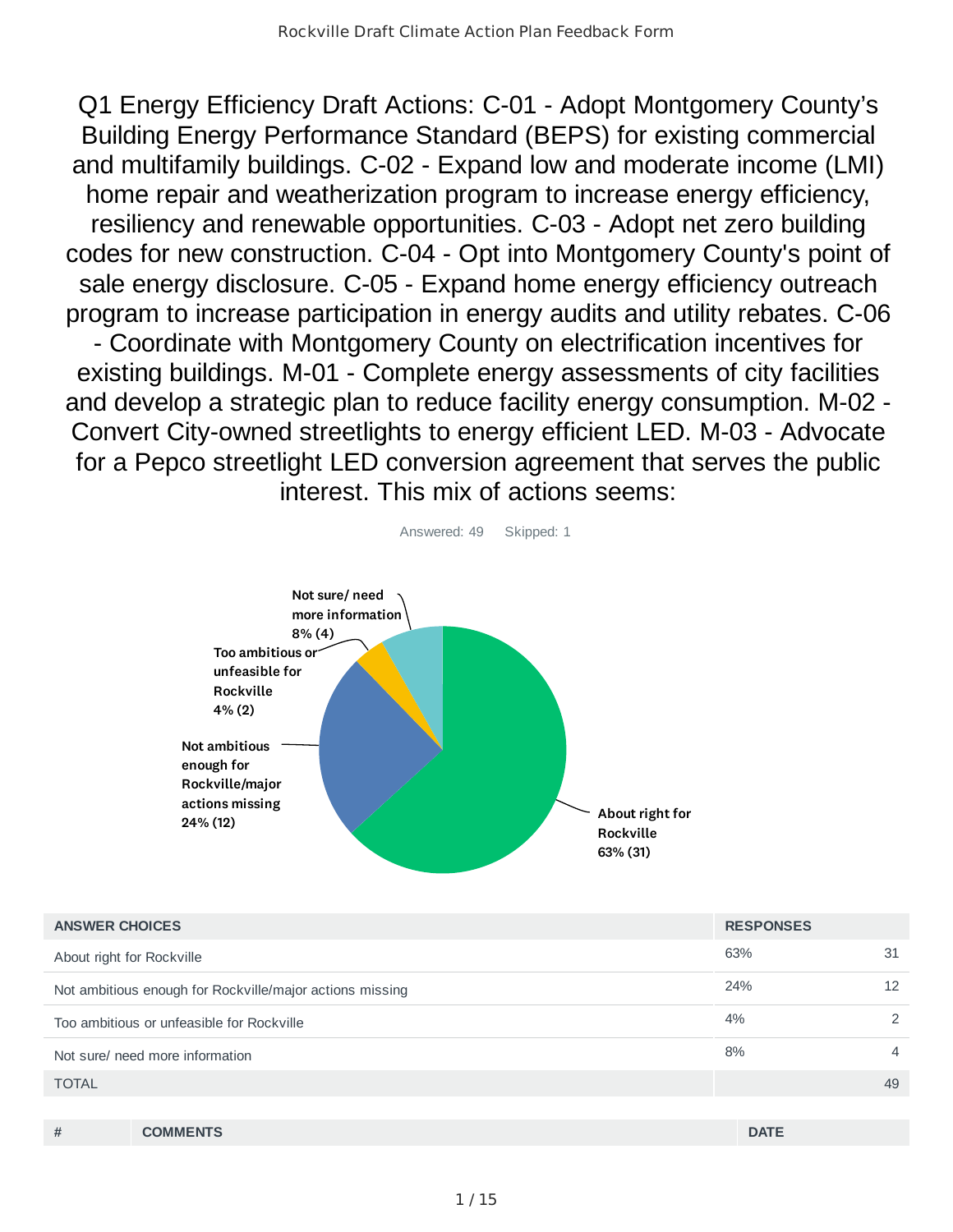# Q1 Energy Efficiency Draft Actions: C-01 - Adopt Montgomery County's Building Energy Performance Standard (BEPS) for existing commercial and multifamily buildings. C-02 - Expand low and moderate income (LMI) home repair and weatherization program to increase energy efficiency, resiliency and renewable opportunities. C-03 - Adopt net zero building codes for new construction. C-04 - Opt into Montgomery County's point of sale energy disclosure. C-05 - Expand home energy efficiency outreach program to increase participation in energy audits and utility rebates. C-06 - Coordinate with Montgomery County on electrification incentives for existing buildings. M-01 - Complete energy assessments of city facilities and develop a strategic plan to reduce facility energy consumption. M-02 - Convert City-owned streetlights to energy efficient LED. M-03 - Advocate for a Pepco streetlight LED conversion agreement that serves the public interest. This mix of actions seems:

Answered: 49 Skipped: 1

Not sure/ need more information 8% (4)

Too ambitious or unfeasible for Rockville 4% (2)

Not ambitious enough for Rockville/major actions missing 24% (12)

About right for Rockville 63% (31)

| ANSWER CHOICES | RESPONSES | |
|---|---|---|
| About right for Rockville | 63% | 31 |
| Not ambitious enough for Rockville/major actions missing | 24% | 12 |
| Too ambitious or unfeasible for Rockville | 4% | 2 |
| Not sure/ need more information | 8% | 4 |
| TOTAL | | 49 |

| # | COMMENTS | DATE |
|---|---|---|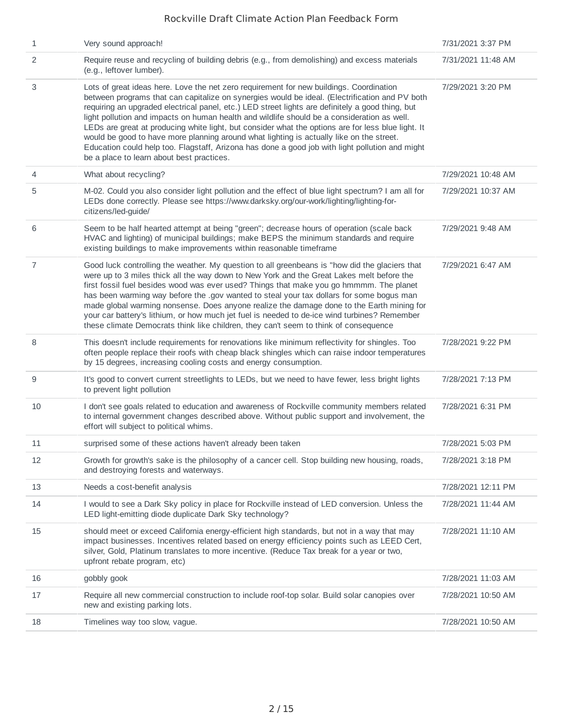# Rockville Draft Climate Action Plan Feedback Form

| | | |
|---|---|---|
| 1 | Very sound approach! | 7/31/2021 3:37 PM |
| 2 | Require reuse and recycling of building debris (e.g., from demolishing) and excess materials (e.g., leftover lumber). | 7/31/2021 11:48 AM |
| 3 | Lots of great ideas here. Love the net zero requirement for new buildings. Coordination between programs that can capitalize on synergies would be ideal. (Electrification and PV both requiring an upgraded electrical panel, etc.) LED street lights are definitely a good thing, but light pollution and impacts on human health and wildlife should be a consideration as well. LEDs are great at producing white light, but consider what the options are for less blue light. It would be good to have more planning around what lighting is actually like on the street. Education could help too. Flagstaff, Arizona has done a good job with light pollution and might be a place to learn about best practices. | 7/29/2021 3:20 PM |
| 4 | What about recycling? | 7/29/2021 10:48 AM |
| 5 | M-02. Could you also consider light pollution and the effect of blue light spectrum? I am all for LEDs done correctly. Please see https://www.darksky.org/our-work/lighting/lighting-for-citizens/led-guide/ | 7/29/2021 10:37 AM |
| 6 | Seem to be half hearted attempt at being "green"; decrease hours of operation (scale back HVAC and lighting) of municipal buildings; make BEPS the minimum standards and require existing buildings to make improvements within reasonable timeframe | 7/29/2021 9:48 AM |
| 7 | Good luck controlling the weather. My question to all greenbeans is "how did the glaciers that were up to 3 miles thick all the way down to New York and the Great Lakes melt before the first fossil fuel besides wood was ever used? Things that make you go hmmmm. The planet has been warming way before the .gov wanted to steal your tax dollars for some bogus man made global warming nonsense. Does anyone realize the damage done to the Earth mining for your car battery's lithium, or how much jet fuel is needed to de-ice wind turbines? Remember these climate Democrats think like children, they can't seem to think of consequence | 7/29/2021 6:47 AM |
| 8 | This doesn't include requirements for renovations like minimum reflectivity for shingles. Too often people replace their roofs with cheap black shingles which can raise indoor temperatures by 15 degrees, increasing cooling costs and energy consumption. | 7/28/2021 9:22 PM |
| 9 | It's good to convert current streetlights to LEDs, but we need to have fewer, less bright lights to prevent light pollution | 7/28/2021 7:13 PM |
| 10 | I don't see goals related to education and awareness of Rockville community members related to internal government changes described above. Without public support and involvement, the effort will subject to political whims. | 7/28/2021 6:31 PM |
| 11 | surprised some of these actions haven't already been taken | 7/28/2021 5:03 PM |
| 12 | Growth for growth's sake is the philosophy of a cancer cell. Stop building new housing, roads, and destroying forests and waterways. | 7/28/2021 3:18 PM |
| 13 | Needs a cost-benefit analysis | 7/28/2021 12:11 PM |
| 14 | I would to see a Dark Sky policy in place for Rockville instead of LED conversion. Unless the LED light-emitting diode duplicate Dark Sky technology? | 7/28/2021 11:44 AM |
| 15 | should meet or exceed California energy-efficient high standards, but not in a way that may impact businesses. Incentives related based on energy efficiency points such as LEED Cert, silver, Gold, Platinum translates to more incentive. (Reduce Tax break for a year or two, upfront rebate program, etc) | 7/28/2021 11:10 AM |
| 16 | gobbly gook | 7/28/2021 11:03 AM |
| 17 | Require all new commercial construction to include roof-top solar. Build solar canopies over new and existing parking lots. | 7/28/2021 10:50 AM |
| 18 | Timelines way too slow, vague. | 7/28/2021 10:50 AM |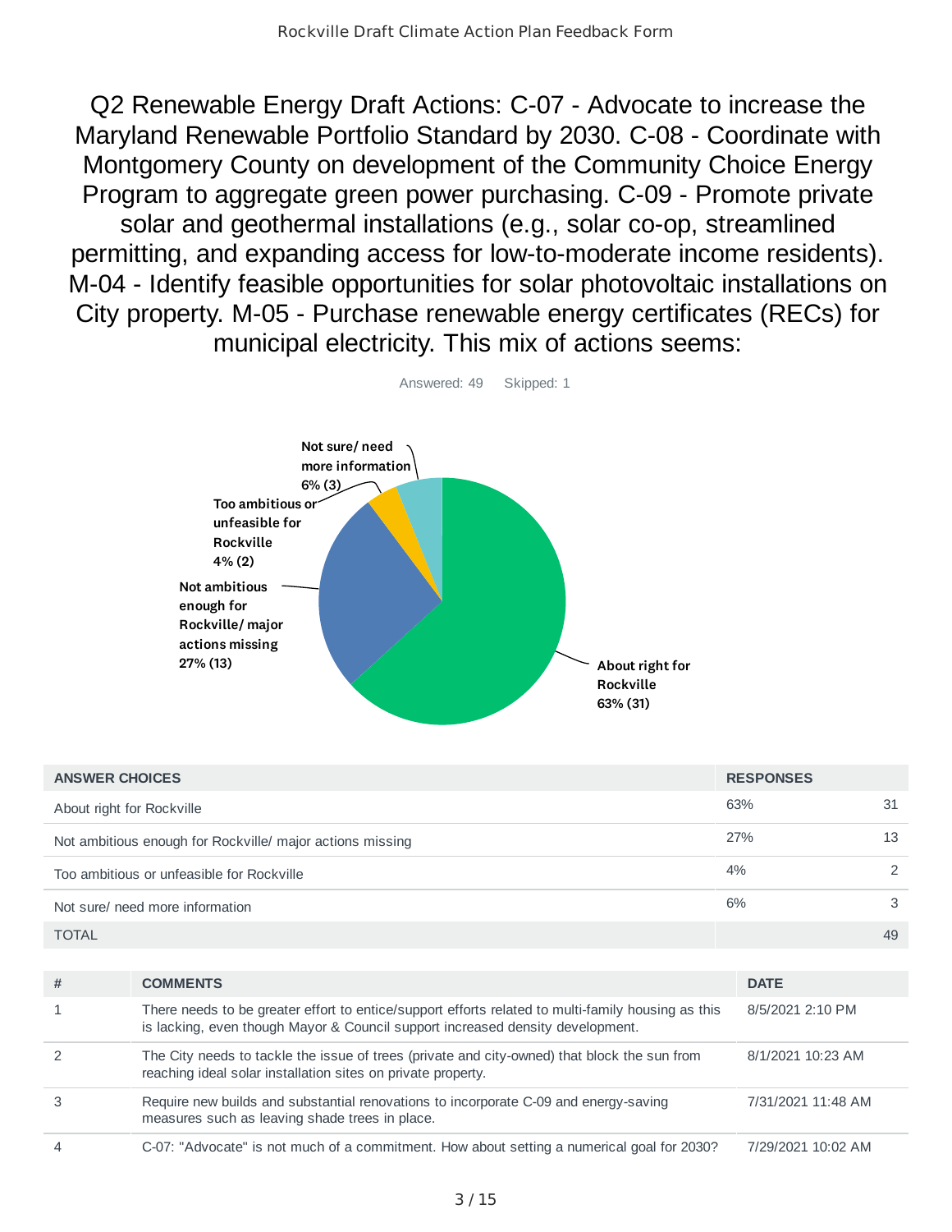# Q2 Renewable Energy Draft Actions: C-07 - Advocate to increase the Maryland Renewable Portfolio Standard by 2030. C-08 - Coordinate with Montgomery County on development of the Community Choice Energy Program to aggregate green power purchasing. C-09 - Promote private solar and geothermal installations (e.g., solar co-op, streamlined permitting, and expanding access for low-to-moderate income residents). M-04 - Identify feasible opportunities for solar photovoltaic installations on City property. M-05 - Purchase renewable energy certificates (RECs) for municipal electricity. This mix of actions seems:

Answered: 49 Skipped: 1

| ANSWER CHOICES | RESPONSES | |
|---|---|---|
| About right for Rockville | 63% | 31 |
| Not ambitious enough for Rockville/ major actions missing | 27% | 13 |
| Too ambitious or unfeasible for Rockville | 4% | 2 |
| Not sure/ need more information | 6% | 3 |
| TOTAL | | 49 |

| # | COMMENTS | DATE |
|---|---|---|
| 1 | There needs to be greater effort to entice/support efforts related to multi-family housing as this is lacking, even though Mayor & Council support increased density development. | 8/5/2021 2:10 PM |
| 2 | The City needs to tackle the issue of trees (private and city-owned) that block the sun from reaching ideal solar installation sites on private property. | 8/1/2021 10:23 AM |
| 3 | Require new builds and substantial renovations to incorporate C-09 and energy-saving measures such as leaving shade trees in place. | 7/31/2021 11:48 AM |
| 4 | C-07: "Advocate" is not much of a commitment. How about setting a numerical goal for 2030? | 7/29/2021 10:02 AM |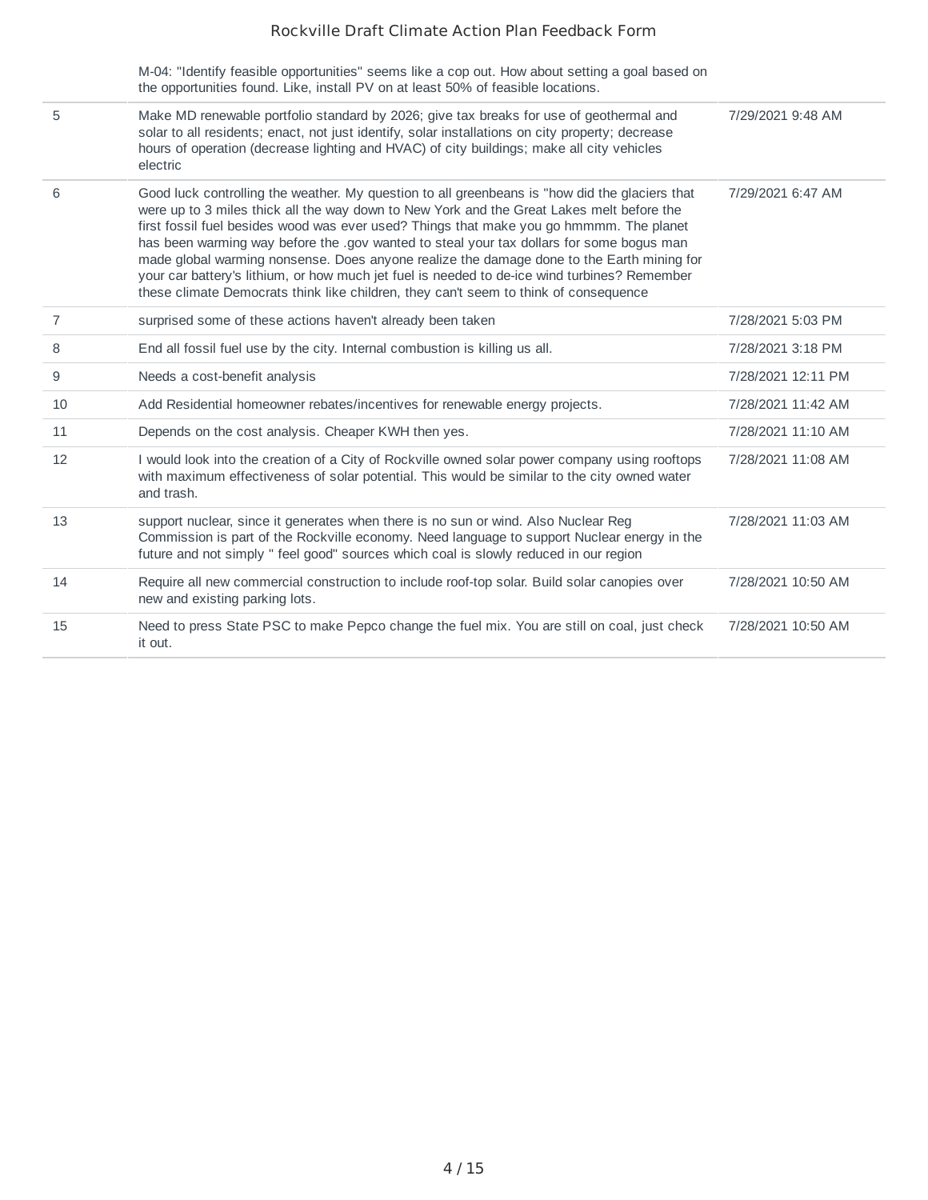| | | |
|---|---|---|
| | M-04: "Identify feasible opportunities" seems like a cop out. How about setting a goal based on the opportunities found. Like, install PV on at least 50% of feasible locations. | |
| 5 | Make MD renewable portfolio standard by 2026; give tax breaks for use of geothermal and solar to all residents; enact, not just identify, solar installations on city property; decrease hours of operation (decrease lighting and HVAC) of city buildings; make all city vehicles electric | 7/29/2021 9:48 AM |
| 6 | Good luck controlling the weather. My question to all greenbeans is "how did the glaciers that were up to 3 miles thick all the way down to New York and the Great Lakes melt before the first fossil fuel besides wood was ever used? Things that make you go hmmmm. The planet has been warming way before the .gov wanted to steal your tax dollars for some bogus man made global warming nonsense. Does anyone realize the damage done to the Earth mining for your car battery's lithium, or how much jet fuel is needed to de-ice wind turbines? Remember these climate Democrats think like children, they can't seem to think of consequence | 7/29/2021 6:47 AM |
| 7 | surprised some of these actions haven't already been taken | 7/28/2021 5:03 PM |
| 8 | End all fossil fuel use by the city. Internal combustion is killing us all. | 7/28/2021 3:18 PM |
| 9 | Needs a cost-benefit analysis | 7/28/2021 12:11 PM |
| 10 | Add Residential homeowner rebates/incentives for renewable energy projects. | 7/28/2021 11:42 AM |
| 11 | Depends on the cost analysis. Cheaper KWH then yes. | 7/28/2021 11:10 AM |
| 12 | I would look into the creation of a City of Rockville owned solar power company using rooftops with maximum effectiveness of solar potential. This would be similar to the city owned water and trash. | 7/28/2021 11:08 AM |
| 13 | support nuclear, since it generates when there is no sun or wind. Also Nuclear Reg Commission is part of the Rockville economy. Need language to support Nuclear energy in the future and not simply " feel good" sources which coal is slowly reduced in our region | 7/28/2021 11:03 AM |
| 14 | Require all new commercial construction to include roof-top solar. Build solar canopies over new and existing parking lots. | 7/28/2021 10:50 AM |
| 15 | Need to press State PSC to make Pepco change the fuel mix. You are still on coal, just check it out. | 7/28/2021 10:50 AM |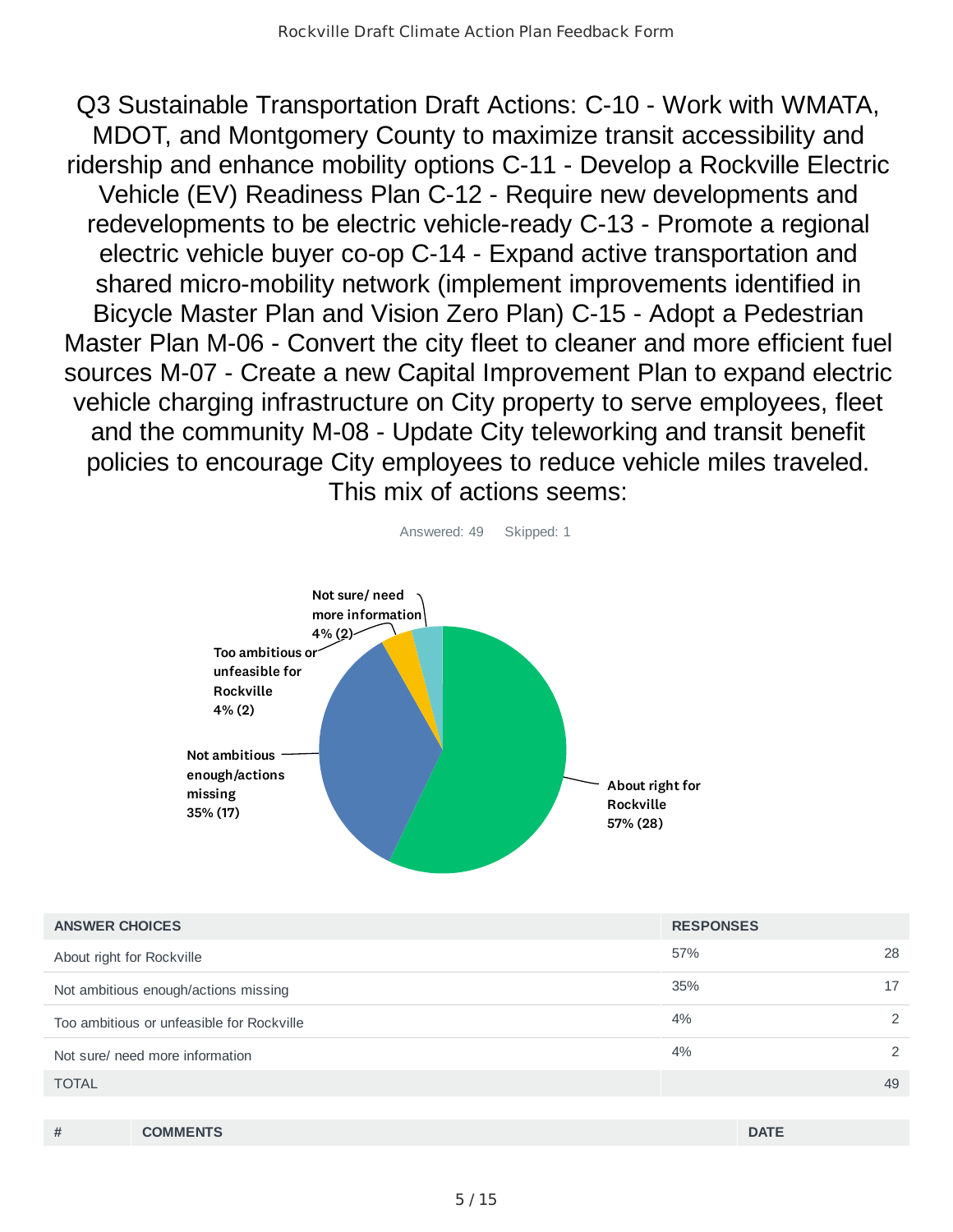# Q3 Sustainable Transportation Draft Actions: C-10 - Work with WMATA, MDOT, and Montgomery County to maximize transit accessibility and ridership and enhance mobility options C-11 - Develop a Rockville Electric Vehicle (EV) Readiness Plan C-12 - Require new developments and redevelopments to be electric vehicle-ready C-13 - Promote a regional electric vehicle buyer co-op C-14 - Expand active transportation and shared micro-mobility network (implement improvements identified in Bicycle Master Plan and Vision Zero Plan) C-15 - Adopt a Pedestrian Master Plan M-06 - Convert the city fleet to cleaner and more efficient fuel sources M-07 - Create a new Capital Improvement Plan to expand electric vehicle charging infrastructure on City property to serve employees, fleet and the community M-08 - Update City teleworking and transit benefit policies to encourage City employees to reduce vehicle miles traveled. This mix of actions seems:

Answered: 49 Skipped: 1

Not sure/ need more information 4% (2)

Too ambitious or unfeasible for Rockville 4% (2)

Not ambitious enough/actions missing 35% (17)

About right for Rockville 57% (28)

| ANSWER CHOICES | RESPONSES | |
|---|---|---|
| About right for Rockville | 57% | 28 |
| Not ambitious enough/actions missing | 35% | 17 |
| Too ambitious or unfeasible for Rockville | 4% | 2 |
| Not sure/ need more information | 4% | 2 |
| TOTAL | | 49 |

| # | COMMENTS | DATE |
|---|---|---|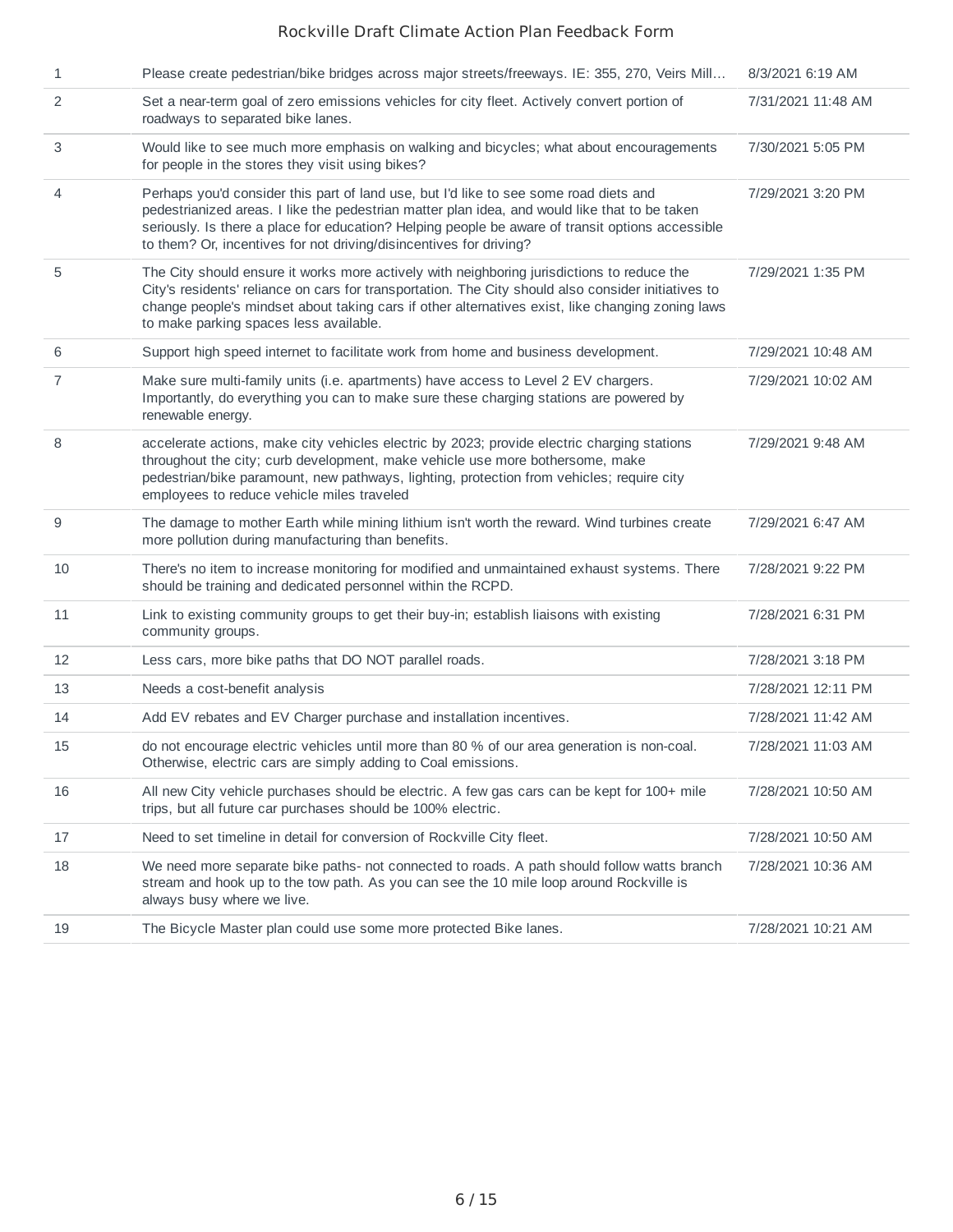# Rockville Draft Climate Action Plan Feedback Form

| # | Response | Date |
|---|---|---|
| 1 | Please create pedestrian/bike bridges across major streets/freeways. IE: 355, 270, Veirs Mill… | 8/3/2021 6:19 AM |
| 2 | Set a near-term goal of zero emissions vehicles for city fleet. Actively convert portion of roadways to separated bike lanes. | 7/31/2021 11:48 AM |
| 3 | Would like to see much more emphasis on walking and bicycles; what about encouragements for people in the stores they visit using bikes? | 7/30/2021 5:05 PM |
| 4 | Perhaps you'd consider this part of land use, but I'd like to see some road diets and pedestrianized areas. I like the pedestrian matter plan idea, and would like that to be taken seriously. Is there a place for education? Helping people be aware of transit options accessible to them? Or, incentives for not driving/disincentives for driving? | 7/29/2021 3:20 PM |
| 5 | The City should ensure it works more actively with neighboring jurisdictions to reduce the City's residents' reliance on cars for transportation. The City should also consider initiatives to change people's mindset about taking cars if other alternatives exist, like changing zoning laws to make parking spaces less available. | 7/29/2021 1:35 PM |
| 6 | Support high speed internet to facilitate work from home and business development. | 7/29/2021 10:48 AM |
| 7 | Make sure multi-family units (i.e. apartments) have access to Level 2 EV chargers. Importantly, do everything you can to make sure these charging stations are powered by renewable energy. | 7/29/2021 10:02 AM |
| 8 | accelerate actions, make city vehicles electric by 2023; provide electric charging stations throughout the city; curb development, make vehicle use more bothersome, make pedestrian/bike paramount, new pathways, lighting, protection from vehicles; require city employees to reduce vehicle miles traveled | 7/29/2021 9:48 AM |
| 9 | The damage to mother Earth while mining lithium isn't worth the reward. Wind turbines create more pollution during manufacturing than benefits. | 7/29/2021 6:47 AM |
| 10 | There's no item to increase monitoring for modified and unmaintained exhaust systems. There should be training and dedicated personnel within the RCPD. | 7/28/2021 9:22 PM |
| 11 | Link to existing community groups to get their buy-in; establish liaisons with existing community groups. | 7/28/2021 6:31 PM |
| 12 | Less cars, more bike paths that DO NOT parallel roads. | 7/28/2021 3:18 PM |
| 13 | Needs a cost-benefit analysis | 7/28/2021 12:11 PM |
| 14 | Add EV rebates and EV Charger purchase and installation incentives. | 7/28/2021 11:42 AM |
| 15 | do not encourage electric vehicles until more than 80 % of our area generation is non-coal. Otherwise, electric cars are simply adding to Coal emissions. | 7/28/2021 11:03 AM |
| 16 | All new City vehicle purchases should be electric. A few gas cars can be kept for 100+ mile trips, but all future car purchases should be 100% electric. | 7/28/2021 10:50 AM |
| 17 | Need to set timeline in detail for conversion of Rockville City fleet. | 7/28/2021 10:50 AM |
| 18 | We need more separate bike paths- not connected to roads. A path should follow watts branch stream and hook up to the tow path. As you can see the 10 mile loop around Rockville is always busy where we live. | 7/28/2021 10:36 AM |
| 19 | The Bicycle Master plan could use some more protected Bike lanes. | 7/28/2021 10:21 AM |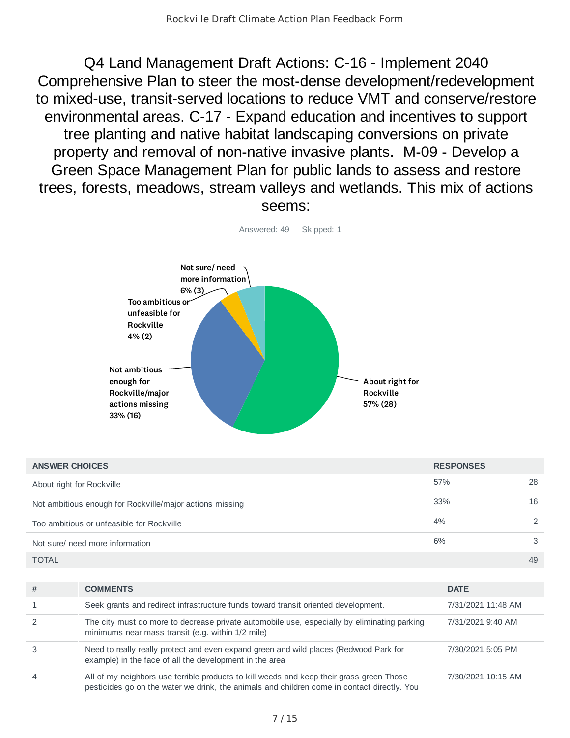## Q4 Land Management Draft Actions: C-16 - Implement 2040 Comprehensive Plan to steer the most-dense development/redevelopment to mixed-use, transit-served locations to reduce VMT and conserve/restore environmental areas. C-17 - Expand education and incentives to support tree planting and native habitat landscaping conversions on private property and removal of non-native invasive plants. M-09 - Develop a Green Space Management Plan for public lands to assess and restore trees, forests, meadows, stream valleys and wetlands. This mix of actions seems:

Answered: 49 Skipped: 1

| ANSWER CHOICES | RESPONSES | |
|---|---|---|
| About right for Rockville | 57% | 28 |
| Not ambitious enough for Rockville/major actions missing | 33% | 16 |
| Too ambitious or unfeasible for Rockville | 4% | 2 |
| Not sure/ need more information | 6% | 3 |
| TOTAL | | 49 |

| # | COMMENTS | DATE |
|---|---|---|
| 1 | Seek grants and redirect infrastructure funds toward transit oriented development. | 7/31/2021 11:48 AM |
| 2 | The city must do more to decrease private automobile use, especially by eliminating parking minimums near mass transit (e.g. within 1/2 mile) | 7/31/2021 9:40 AM |
| 3 | Need to really really protect and even expand green and wild places (Redwood Park for example) in the face of all the development in the area | 7/30/2021 5:05 PM |
| 4 | All of my neighbors use terrible products to kill weeds and keep their grass green Those pesticides go on the water we drink, the animals and children come in contact directly. You | 7/30/2021 10:15 AM |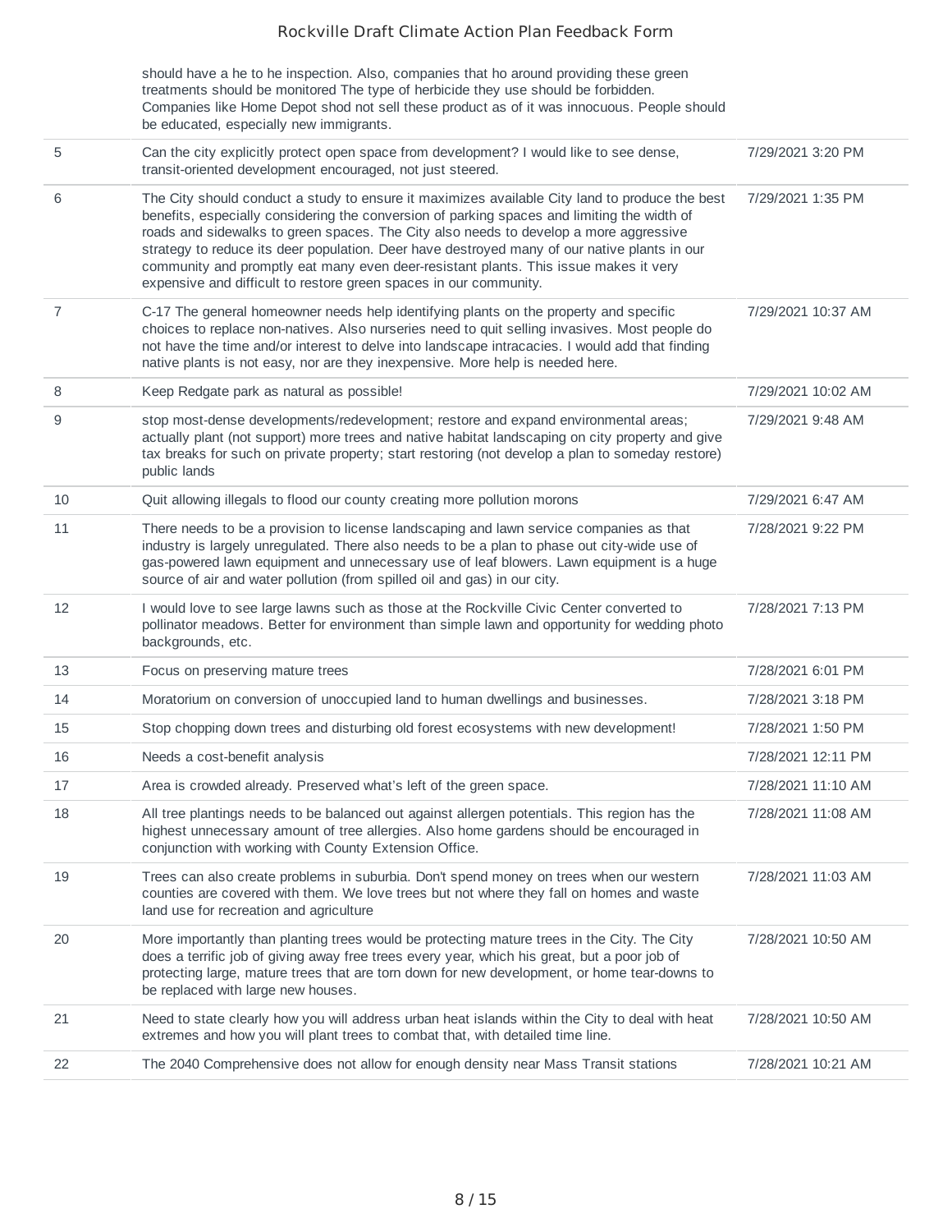| | | |
|---|---|---|
| | should have a he to he inspection. Also, companies that ho around providing these green treatments should be monitored The type of herbicide they use should be forbidden. Companies like Home Depot shod not sell these product as of it was innocuous. People should be educated, especially new immigrants. | |
| 5 | Can the city explicitly protect open space from development? I would like to see dense, transit-oriented development encouraged, not just steered. | 7/29/2021 3:20 PM |
| 6 | The City should conduct a study to ensure it maximizes available City land to produce the best benefits, especially considering the conversion of parking spaces and limiting the width of roads and sidewalks to green spaces. The City also needs to develop a more aggressive strategy to reduce its deer population. Deer have destroyed many of our native plants in our community and promptly eat many even deer-resistant plants. This issue makes it very expensive and difficult to restore green spaces in our community. | 7/29/2021 1:35 PM |
| 7 | C-17 The general homeowner needs help identifying plants on the property and specific choices to replace non-natives. Also nurseries need to quit selling invasives. Most people do not have the time and/or interest to delve into landscape intracacies. I would add that finding native plants is not easy, nor are they inexpensive. More help is needed here. | 7/29/2021 10:37 AM |
| 8 | Keep Redgate park as natural as possible! | 7/29/2021 10:02 AM |
| 9 | stop most-dense developments/redevelopment; restore and expand environmental areas; actually plant (not support) more trees and native habitat landscaping on city property and give tax breaks for such on private property; start restoring (not develop a plan to someday restore) public lands | 7/29/2021 9:48 AM |
| 10 | Quit allowing illegals to flood our county creating more pollution morons | 7/29/2021 6:47 AM |
| 11 | There needs to be a provision to license landscaping and lawn service companies as that industry is largely unregulated. There also needs to be a plan to phase out city-wide use of gas-powered lawn equipment and unnecessary use of leaf blowers. Lawn equipment is a huge source of air and water pollution (from spilled oil and gas) in our city. | 7/28/2021 9:22 PM |
| 12 | I would love to see large lawns such as those at the Rockville Civic Center converted to pollinator meadows. Better for environment than simple lawn and opportunity for wedding photo backgrounds, etc. | 7/28/2021 7:13 PM |
| 13 | Focus on preserving mature trees | 7/28/2021 6:01 PM |
| 14 | Moratorium on conversion of unoccupied land to human dwellings and businesses. | 7/28/2021 3:18 PM |
| 15 | Stop chopping down trees and disturbing old forest ecosystems with new development! | 7/28/2021 1:50 PM |
| 16 | Needs a cost-benefit analysis | 7/28/2021 12:11 PM |
| 17 | Area is crowded already. Preserved what's left of the green space. | 7/28/2021 11:10 AM |
| 18 | All tree plantings needs to be balanced out against allergen potentials. This region has the highest unnecessary amount of tree allergies. Also home gardens should be encouraged in conjunction with working with County Extension Office. | 7/28/2021 11:08 AM |
| 19 | Trees can also create problems in suburbia. Don't spend money on trees when our western counties are covered with them. We love trees but not where they fall on homes and waste land use for recreation and agriculture | 7/28/2021 11:03 AM |
| 20 | More importantly than planting trees would be protecting mature trees in the City. The City does a terrific job of giving away free trees every year, which his great, but a poor job of protecting large, mature trees that are torn down for new development, or home tear-downs to be replaced with large new houses. | 7/28/2021 10:50 AM |
| 21 | Need to state clearly how you will address urban heat islands within the City to deal with heat extremes and how you will plant trees to combat that, with detailed time line. | 7/28/2021 10:50 AM |
| 22 | The 2040 Comprehensive does not allow for enough density near Mass Transit stations | 7/28/2021 10:21 AM |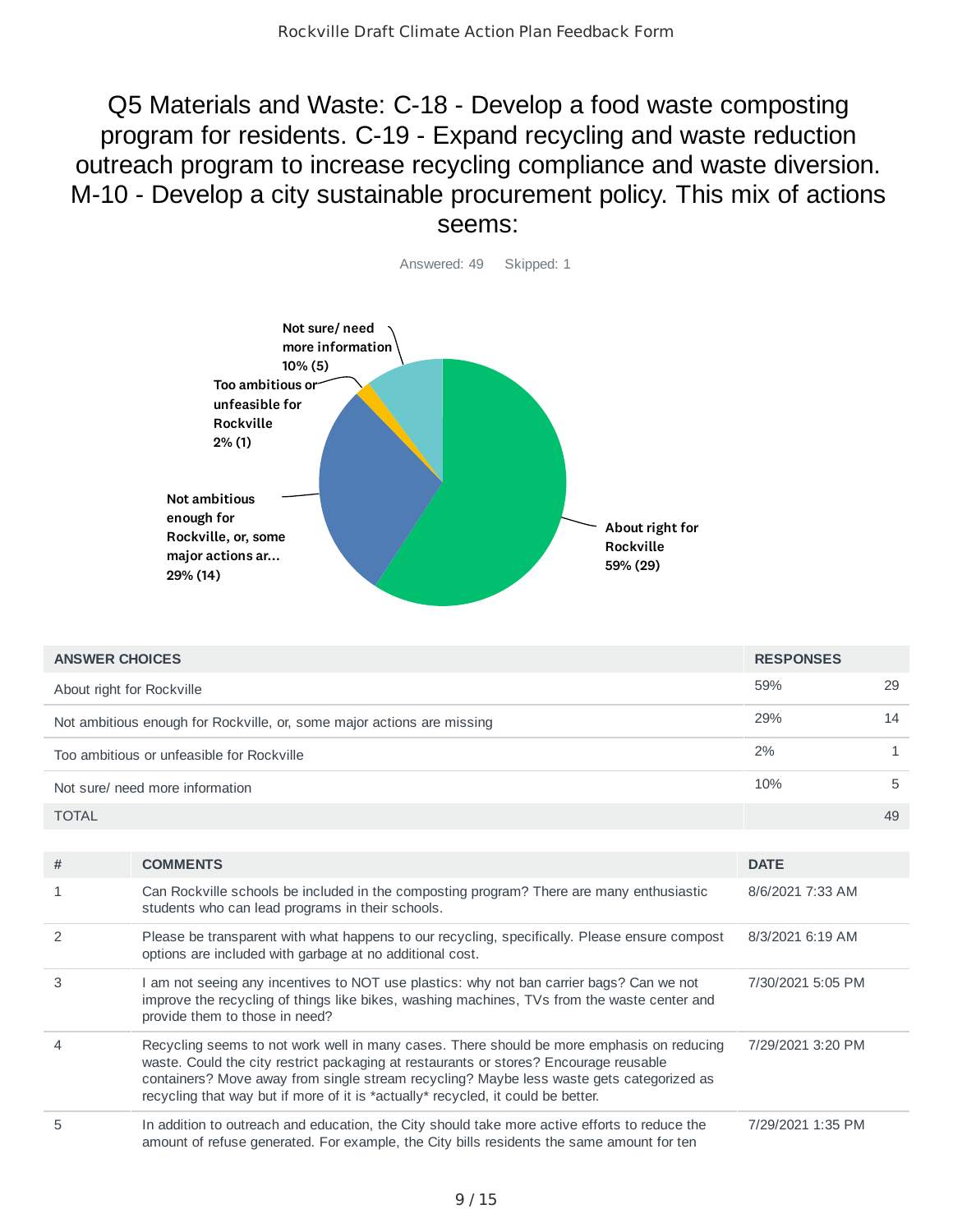# Q5 Materials and Waste: C-18 - Develop a food waste composting program for residents. C-19 - Expand recycling and waste reduction outreach program to increase recycling compliance and waste diversion. M-10 - Develop a city sustainable procurement policy. This mix of actions seems:

Answered: 49 Skipped: 1

| ANSWER CHOICES | RESPONSES | |
|---|---|---|
| About right for Rockville | 59% | 29 |
| Not ambitious enough for Rockville, or, some major actions are missing | 29% | 14 |
| Too ambitious or unfeasible for Rockville | 2% | 1 |
| Not sure/ need more information | 10% | 5 |
| TOTAL | | 49 |

| # | COMMENTS | DATE |
|---|---|---|
| 1 | Can Rockville schools be included in the composting program? There are many enthusiastic students who can lead programs in their schools. | 8/6/2021 7:33 AM |
| 2 | Please be transparent with what happens to our recycling, specifically. Please ensure compost options are included with garbage at no additional cost. | 8/3/2021 6:19 AM |
| 3 | I am not seeing any incentives to NOT use plastics: why not ban carrier bags? Can we not improve the recycling of things like bikes, washing machines, TVs from the waste center and provide them to those in need? | 7/30/2021 5:05 PM |
| 4 | Recycling seems to not work well in many cases. There should be more emphasis on reducing waste. Could the city restrict packaging at restaurants or stores? Encourage reusable containers? Move away from single stream recycling? Maybe less waste gets categorized as recycling that way but if more of it is *actually* recycled, it could be better. | 7/29/2021 3:20 PM |
| 5 | In addition to outreach and education, the City should take more active efforts to reduce the amount of refuse generated. For example, the City bills residents the same amount for ten | 7/29/2021 1:35 PM |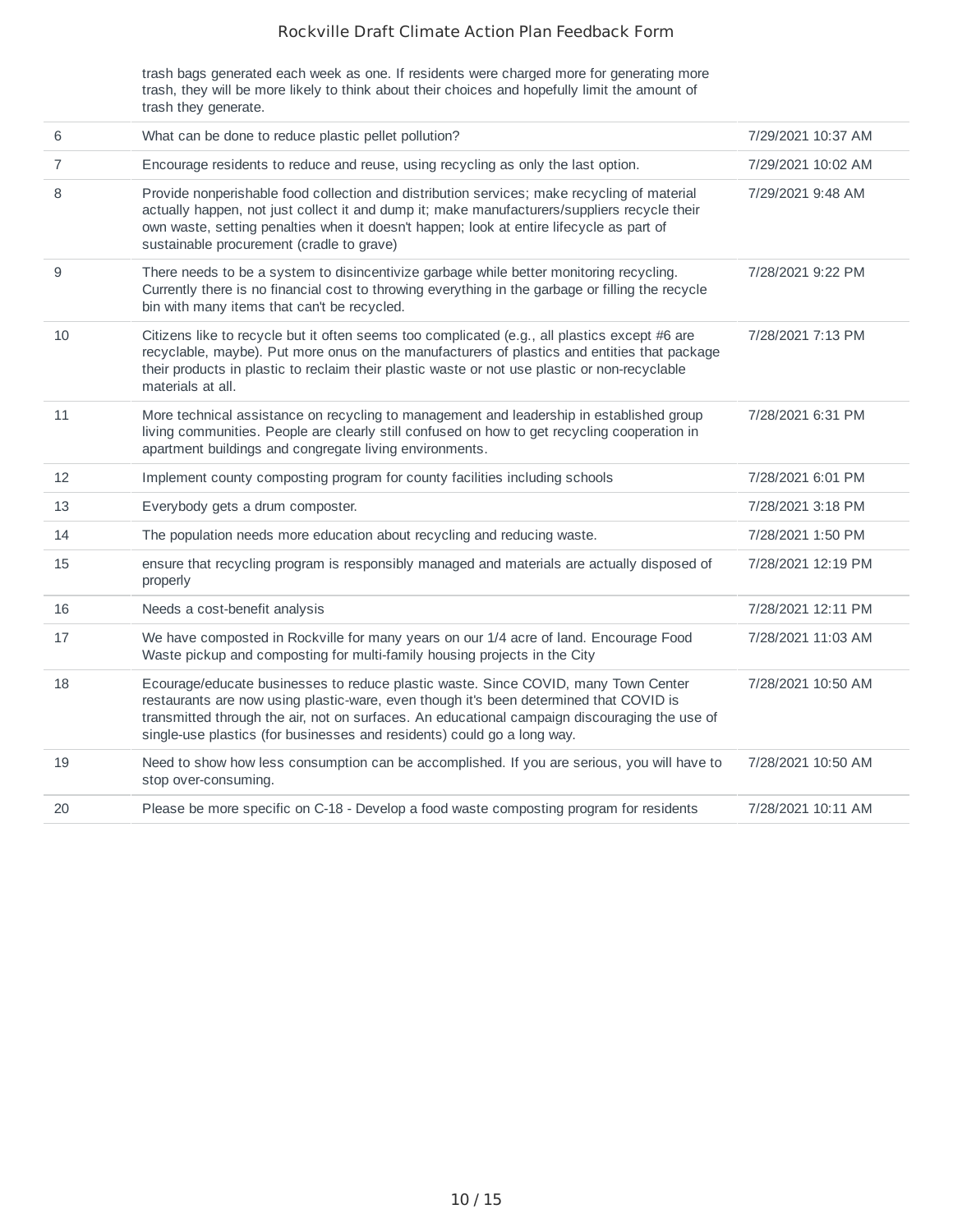| | | |
|---|---|---|
| | trash bags generated each week as one. If residents were charged more for generating more trash, they will be more likely to think about their choices and hopefully limit the amount of trash they generate. | |
| 6 | What can be done to reduce plastic pellet pollution? | 7/29/2021 10:37 AM |
| 7 | Encourage residents to reduce and reuse, using recycling as only the last option. | 7/29/2021 10:02 AM |
| 8 | Provide nonperishable food collection and distribution services; make recycling of material actually happen, not just collect it and dump it; make manufacturers/suppliers recycle their own waste, setting penalties when it doesn't happen; look at entire lifecycle as part of sustainable procurement (cradle to grave) | 7/29/2021 9:48 AM |
| 9 | There needs to be a system to disincentivize garbage while better monitoring recycling. Currently there is no financial cost to throwing everything in the garbage or filling the recycle bin with many items that can't be recycled. | 7/28/2021 9:22 PM |
| 10 | Citizens like to recycle but it often seems too complicated (e.g., all plastics except #6 are recyclable, maybe). Put more onus on the manufacturers of plastics and entities that package their products in plastic to reclaim their plastic waste or not use plastic or non-recyclable materials at all. | 7/28/2021 7:13 PM |
| 11 | More technical assistance on recycling to management and leadership in established group living communities. People are clearly still confused on how to get recycling cooperation in apartment buildings and congregate living environments. | 7/28/2021 6:31 PM |
| 12 | Implement county composting program for county facilities including schools | 7/28/2021 6:01 PM |
| 13 | Everybody gets a drum composter. | 7/28/2021 3:18 PM |
| 14 | The population needs more education about recycling and reducing waste. | 7/28/2021 1:50 PM |
| 15 | ensure that recycling program is responsibly managed and materials are actually disposed of properly | 7/28/2021 12:19 PM |
| 16 | Needs a cost-benefit analysis | 7/28/2021 12:11 PM |
| 17 | We have composted in Rockville for many years on our 1/4 acre of land. Encourage Food Waste pickup and composting for multi-family housing projects in the City | 7/28/2021 11:03 AM |
| 18 | Ecourage/educate businesses to reduce plastic waste. Since COVID, many Town Center restaurants are now using plastic-ware, even though it's been determined that COVID is transmitted through the air, not on surfaces. An educational campaign discouraging the use of single-use plastics (for businesses and residents) could go a long way. | 7/28/2021 10:50 AM |
| 19 | Need to show how less consumption can be accomplished. If you are serious, you will have to stop over-consuming. | 7/28/2021 10:50 AM |
| 20 | Please be more specific on C-18 - Develop a food waste composting program for residents | 7/28/2021 10:11 AM |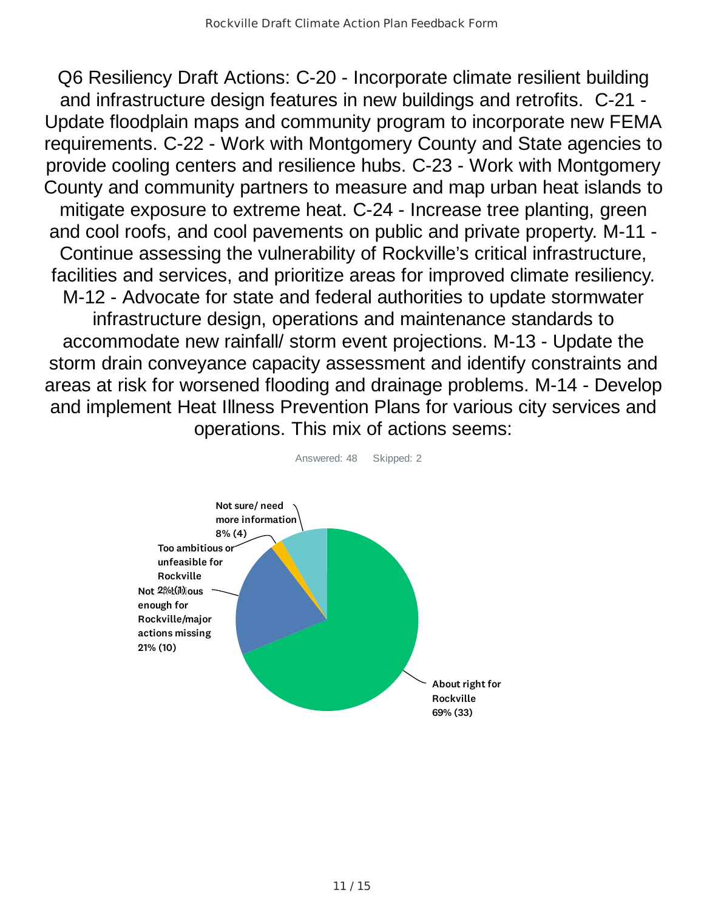Q6 Resiliency Draft Actions: C-20 - Incorporate climate resilient building and infrastructure design features in new buildings and retrofits. C-21 - Update floodplain maps and community program to incorporate new FEMA requirements. C-22 - Work with Montgomery County and State agencies to provide cooling centers and resilience hubs. C-23 - Work with Montgomery County and community partners to measure and map urban heat islands to mitigate exposure to extreme heat. C-24 - Increase tree planting, green and cool roofs, and cool pavements on public and private property. M-11 - Continue assessing the vulnerability of Rockville's critical infrastructure, facilities and services, and prioritize areas for improved climate resiliency. M-12 - Advocate for state and federal authorities to update stormwater infrastructure design, operations and maintenance standards to accommodate new rainfall/ storm event projections. M-13 - Update the storm drain conveyance capacity assessment and identify constraints and areas at risk for worsened flooding and drainage problems. M-14 - Develop and implement Heat Illness Prevention Plans for various city services and operations. This mix of actions seems:

Answered: 48 Skipped: 2

| Response | Percent | Count |
|---|---|---|
| About right for Rockville | 69% | 33 |
| Not ambitious enough for Rockville/major actions missing | 21% | 10 |
| Too ambitious or unfeasible for Rockville | 2% | 1 |
| Not sure/ need more information | 8% | 4 |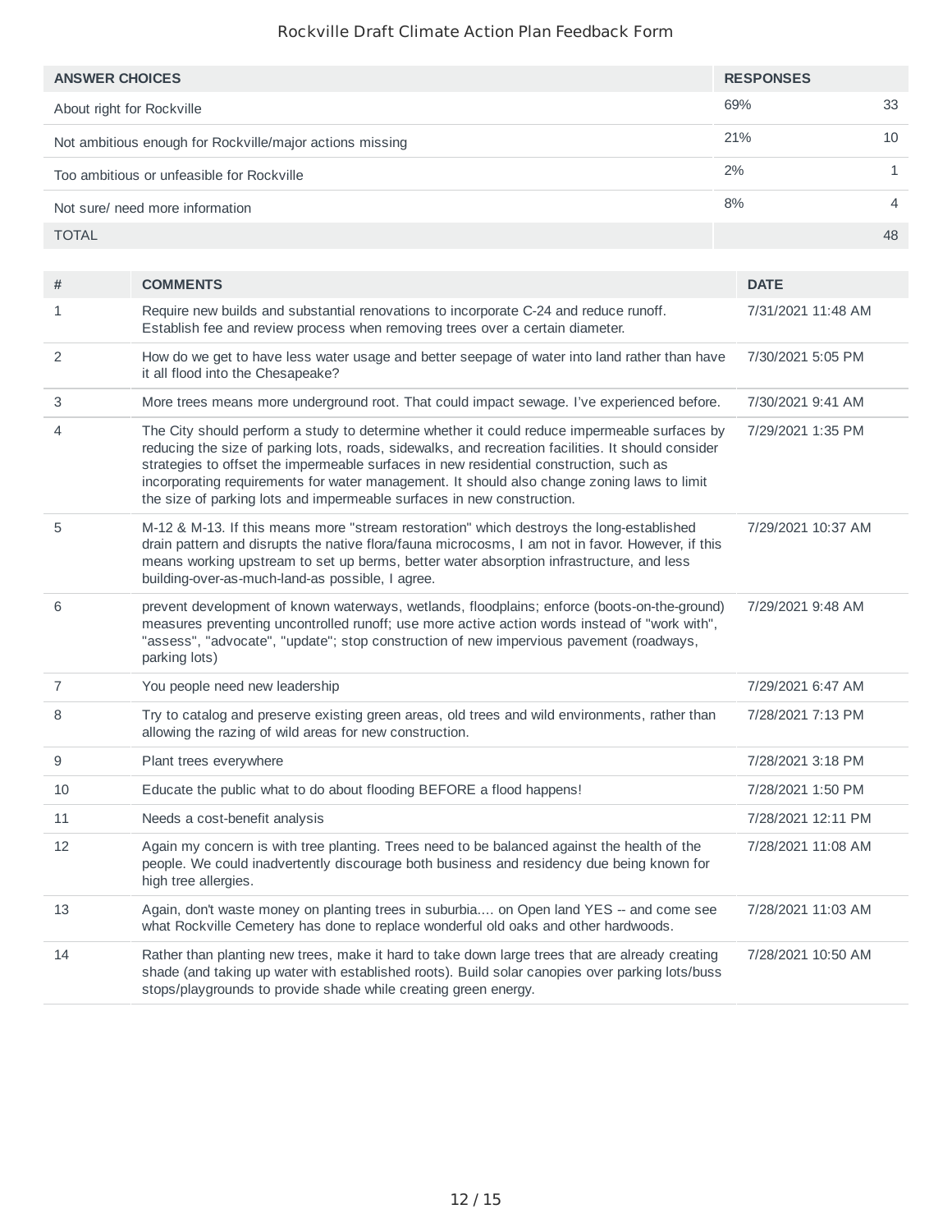Rockville Draft Climate Action Plan Feedback Form

| ANSWER CHOICES | RESPONSES | |
|---|---|---|
| About right for Rockville | 69% | 33 |
| Not ambitious enough for Rockville/major actions missing | 21% | 10 |
| Too ambitious or unfeasible for Rockville | 2% | 1 |
| Not sure/ need more information | 8% | 4 |
| TOTAL | | 48 |

| # | COMMENTS | DATE |
|---|---|---|
| 1 | Require new builds and substantial renovations to incorporate C-24 and reduce runoff. Establish fee and review process when removing trees over a certain diameter. | 7/31/2021 11:48 AM |
| 2 | How do we get to have less water usage and better seepage of water into land rather than have it all flood into the Chesapeake? | 7/30/2021 5:05 PM |
| 3 | More trees means more underground root. That could impact sewage. I've experienced before. | 7/30/2021 9:41 AM |
| 4 | The City should perform a study to determine whether it could reduce impermeable surfaces by reducing the size of parking lots, roads, sidewalks, and recreation facilities. It should consider strategies to offset the impermeable surfaces in new residential construction, such as incorporating requirements for water management. It should also change zoning laws to limit the size of parking lots and impermeable surfaces in new construction. | 7/29/2021 1:35 PM |
| 5 | M-12 & M-13. If this means more "stream restoration" which destroys the long-established drain pattern and disrupts the native flora/fauna microcosms, I am not in favor. However, if this means working upstream to set up berms, better water absorption infrastructure, and less building-over-as-much-land-as possible, I agree. | 7/29/2021 10:37 AM |
| 6 | prevent development of known waterways, wetlands, floodplains; enforce (boots-on-the-ground) measures preventing uncontrolled runoff; use more active action words instead of "work with", "assess", "advocate", "update"; stop construction of new impervious pavement (roadways, parking lots) | 7/29/2021 9:48 AM |
| 7 | You people need new leadership | 7/29/2021 6:47 AM |
| 8 | Try to catalog and preserve existing green areas, old trees and wild environments, rather than allowing the razing of wild areas for new construction. | 7/28/2021 7:13 PM |
| 9 | Plant trees everywhere | 7/28/2021 3:18 PM |
| 10 | Educate the public what to do about flooding BEFORE a flood happens! | 7/28/2021 1:50 PM |
| 11 | Needs a cost-benefit analysis | 7/28/2021 12:11 PM |
| 12 | Again my concern is with tree planting. Trees need to be balanced against the health of the people. We could inadvertently discourage both business and residency due being known for high tree allergies. | 7/28/2021 11:08 AM |
| 13 | Again, don't waste money on planting trees in suburbia.... on Open land YES -- and come see what Rockville Cemetery has done to replace wonderful old oaks and other hardwoods. | 7/28/2021 11:03 AM |
| 14 | Rather than planting new trees, make it hard to take down large trees that are already creating shade (and taking up water with established roots). Build solar canopies over parking lots/buss stops/playgrounds to provide shade while creating green energy. | 7/28/2021 10:50 AM |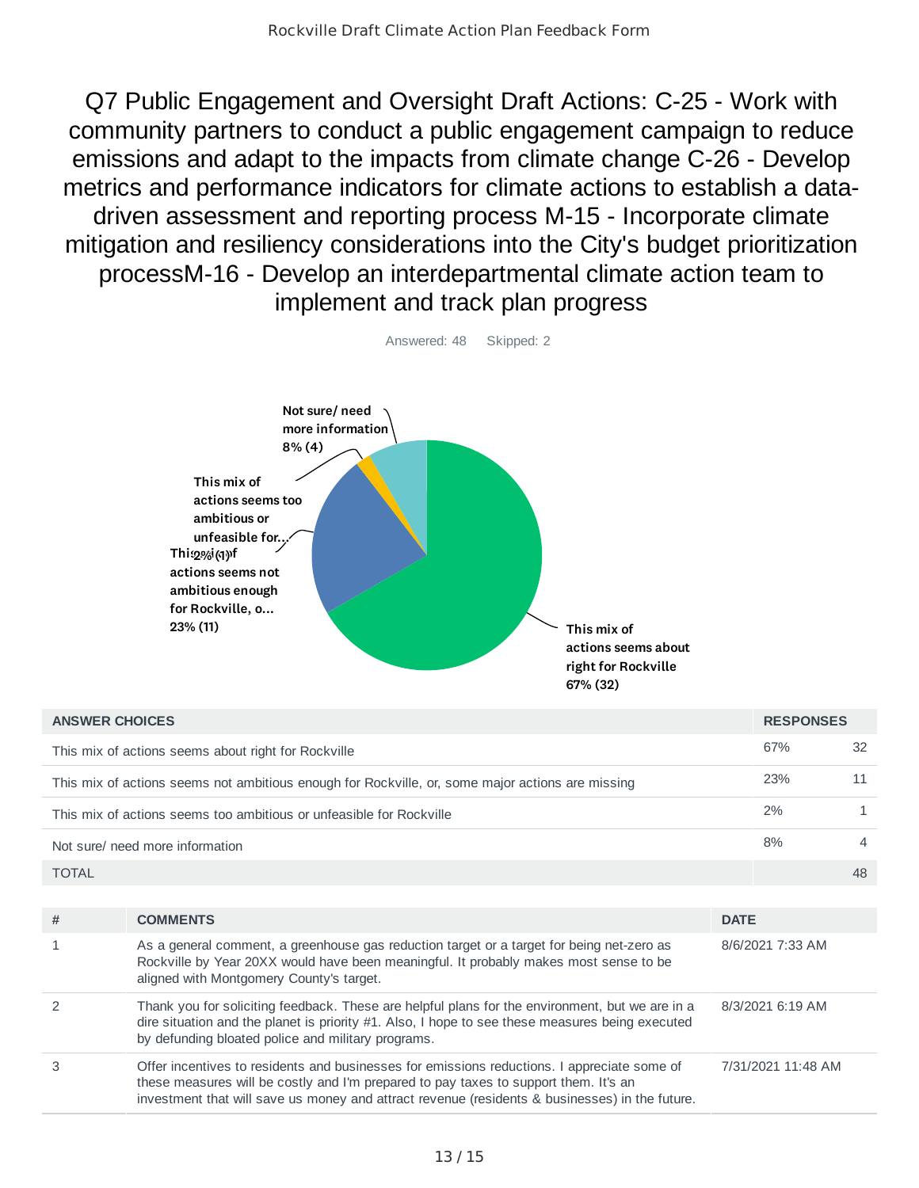# Q7 Public Engagement and Oversight Draft Actions: C-25 - Work with community partners to conduct a public engagement campaign to reduce emissions and adapt to the impacts from climate change C-26 - Develop metrics and performance indicators for climate actions to establish a data-driven assessment and reporting process M-15 - Incorporate climate mitigation and resiliency considerations into the City's budget prioritization processM-16 - Develop an interdepartmental climate action team to implement and track plan progress

Answered: 48 Skipped: 2

| ANSWER CHOICES | RESPONSES | |
|---|---|---|
| This mix of actions seems about right for Rockville | 67% | 32 |
| This mix of actions seems not ambitious enough for Rockville, or, some major actions are missing | 23% | 11 |
| This mix of actions seems too ambitious or unfeasible for Rockville | 2% | 1 |
| Not sure/ need more information | 8% | 4 |
| TOTAL | | 48 |

| # | COMMENTS | DATE |
|---|---|---|
| 1 | As a general comment, a greenhouse gas reduction target or a target for being net-zero as Rockville by Year 20XX would have been meaningful. It probably makes most sense to be aligned with Montgomery County's target. | 8/6/2021 7:33 AM |
| 2 | Thank you for soliciting feedback. These are helpful plans for the environment, but we are in a dire situation and the planet is priority #1. Also, I hope to see these measures being executed by defunding bloated police and military programs. | 8/3/2021 6:19 AM |
| 3 | Offer incentives to residents and businesses for emissions reductions. I appreciate some of these measures will be costly and I'm prepared to pay taxes to support them. It's an investment that will save us money and attract revenue (residents & businesses) in the future. | 7/31/2021 11:48 AM |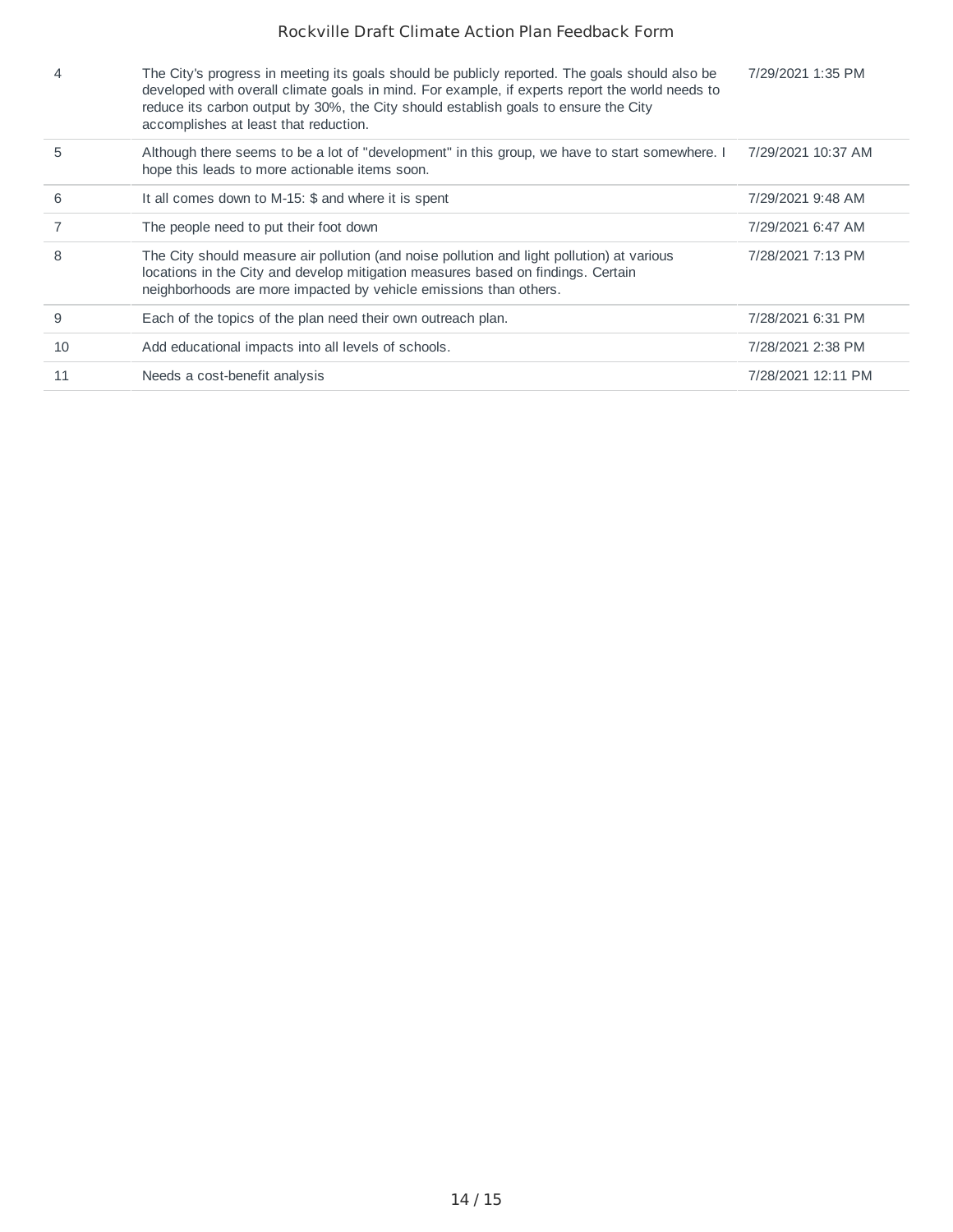| | | |
|---|---|---|
| 4 | The City's progress in meeting its goals should be publicly reported. The goals should also be developed with overall climate goals in mind. For example, if experts report the world needs to reduce its carbon output by 30%, the City should establish goals to ensure the City accomplishes at least that reduction. | 7/29/2021 1:35 PM |
| 5 | Although there seems to be a lot of "development" in this group, we have to start somewhere. I hope this leads to more actionable items soon. | 7/29/2021 10:37 AM |
| 6 | It all comes down to M-15: $ and where it is spent | 7/29/2021 9:48 AM |
| 7 | The people need to put their foot down | 7/29/2021 6:47 AM |
| 8 | The City should measure air pollution (and noise pollution and light pollution) at various locations in the City and develop mitigation measures based on findings. Certain neighborhoods are more impacted by vehicle emissions than others. | 7/28/2021 7:13 PM |
| 9 | Each of the topics of the plan need their own outreach plan. | 7/28/2021 6:31 PM |
| 10 | Add educational impacts into all levels of schools. | 7/28/2021 2:38 PM |
| 11 | Needs a cost-benefit analysis | 7/28/2021 12:11 PM |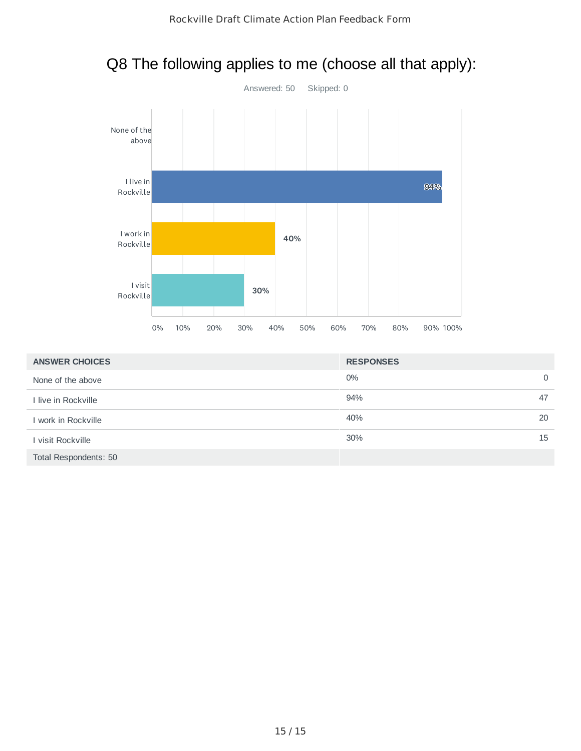## Q8 The following applies to me (choose all that apply):

Answered: 50 Skipped: 0

None of the above

I live in Rockville

94%

I work in Rockville

40%

I visit Rockville

30%

0% 10% 20% 30% 40% 50% 60% 70% 80% 90% 100%

| ANSWER CHOICES | RESPONSES | |
|---|---|---|
| None of the above | 0% | 0 |
| I live in Rockville | 94% | 47 |
| I work in Rockville | 40% | 20 |
| I visit Rockville | 30% | 15 |
| Total Respondents: 50 | | |